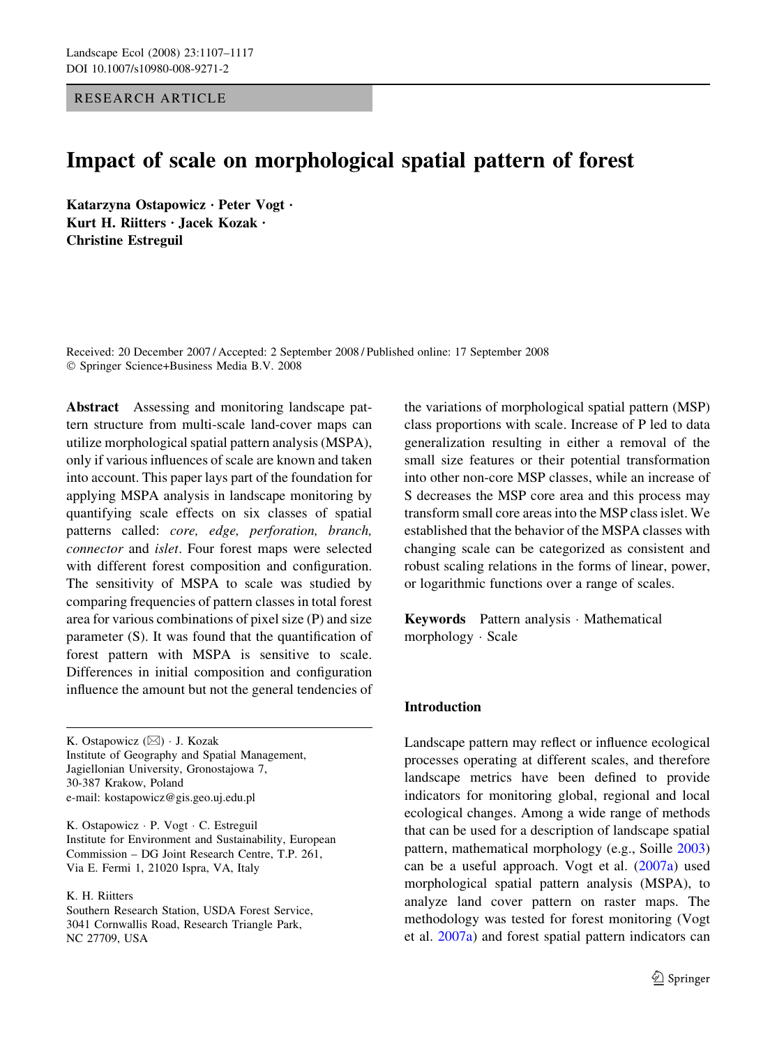RESEARCH ARTICLE

# Impact of scale on morphological spatial pattern of forest

**Katarzyna Ostapowicz · Peter Vogt · Kurt H. Riitters · Jacek Kozak · Christine Estreguil**

Received: 20 December 2007 / Accepted: 2 September 2008 / Published online: 17 September 2008
© Springer Science+Business Media B.V. 2008

**Abstract** Assessing and monitoring landscape pattern structure from multi-scale land-cover maps can utilize morphological spatial pattern analysis (MSPA), only if various influences of scale are known and taken into account. This paper lays part of the foundation for applying MSPA analysis in landscape monitoring by quantifying scale effects on six classes of spatial patterns called: *core, edge, perforation, branch, connector* and *islet*. Four forest maps were selected with different forest composition and configuration. The sensitivity of MSPA to scale was studied by comparing frequencies of pattern classes in total forest area for various combinations of pixel size (P) and size parameter (S). It was found that the quantification of forest pattern with MSPA is sensitive to scale. Differences in initial composition and configuration influence the amount but not the general tendencies of the variations of morphological spatial pattern (MSP) class proportions with scale. Increase of P led to data generalization resulting in either a removal of the small size features or their potential transformation into other non-core MSP classes, while an increase of S decreases the MSP core area and this process may transform small core areas into the MSP class islet. We established that the behavior of the MSPA classes with changing scale can be categorized as consistent and robust scaling relations in the forms of linear, power, or logarithmic functions over a range of scales.

**Keywords** Pattern analysis · Mathematical morphology · Scale

K. Ostapowicz (✉) · J. Kozak
Institute of Geography and Spatial Management, Jagiellonian University, Gronostajowa 7, 30-387 Krakow, Poland
e-mail: kostapowicz@gis.geo.uj.edu.pl

K. Ostapowicz · P. Vogt · C. Estreguil
Institute for Environment and Sustainability, European Commission – DG Joint Research Centre, T.P. 261, Via E. Fermi 1, 21020 Ispra, VA, Italy

K. H. Riitters
Southern Research Station, USDA Forest Service, 3041 Cornwallis Road, Research Triangle Park, NC 27709, USA

## Introduction

Landscape pattern may reflect or influence ecological processes operating at different scales, and therefore landscape metrics have been defined to provide indicators for monitoring global, regional and local ecological changes. Among a wide range of methods that can be used for a description of landscape spatial pattern, mathematical morphology (e.g., Soille 2003) can be a useful approach. Vogt et al. (2007a) used morphological spatial pattern analysis (MSPA), to analyze land cover pattern on raster maps. The methodology was tested for forest monitoring (Vogt et al. 2007a) and forest spatial pattern indicators can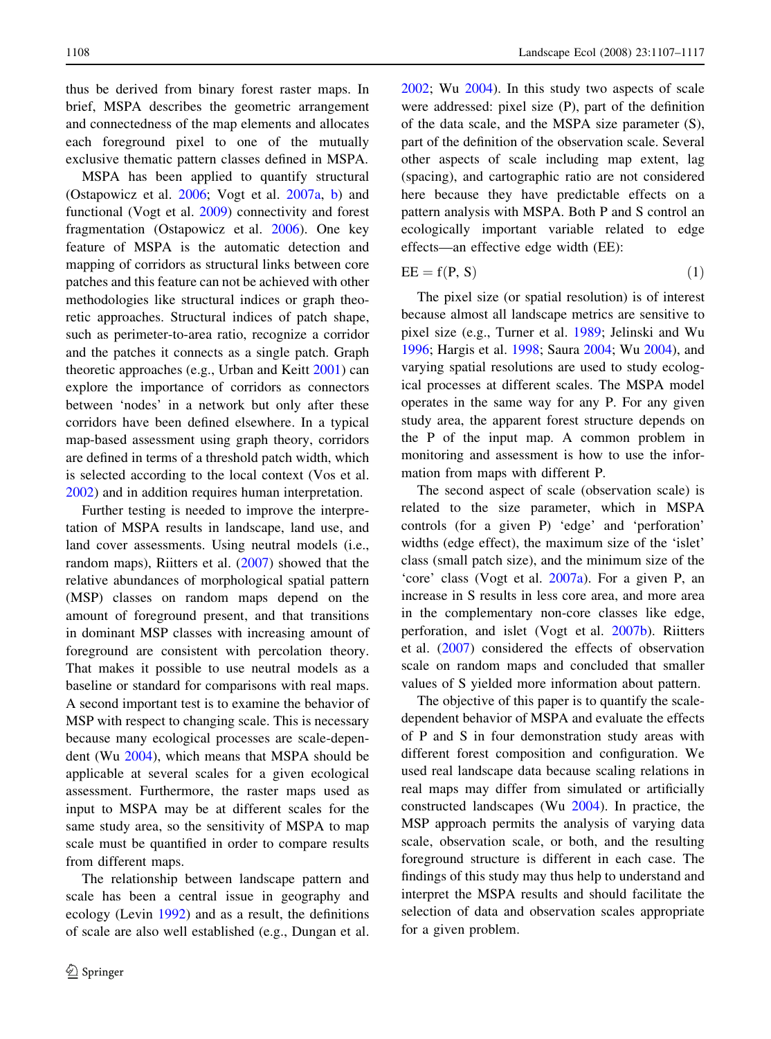thus be derived from binary forest raster maps. In brief, MSPA describes the geometric arrangement and connectedness of the map elements and allocates each foreground pixel to one of the mutually exclusive thematic pattern classes defined in MSPA.

MSPA has been applied to quantify structural (Ostapowicz et al. 2006; Vogt et al. 2007a, b) and functional (Vogt et al. 2009) connectivity and forest fragmentation (Ostapowicz et al. 2006). One key feature of MSPA is the automatic detection and mapping of corridors as structural links between core patches and this feature can not be achieved with other methodologies like structural indices or graph theoretic approaches. Structural indices of patch shape, such as perimeter-to-area ratio, recognize a corridor and the patches it connects as a single patch. Graph theoretic approaches (e.g., Urban and Keitt 2001) can explore the importance of corridors as connectors between 'nodes' in a network but only after these corridors have been defined elsewhere. In a typical map-based assessment using graph theory, corridors are defined in terms of a threshold patch width, which is selected according to the local context (Vos et al. 2002) and in addition requires human interpretation.

Further testing is needed to improve the interpretation of MSPA results in landscape, land use, and land cover assessments. Using neutral models (i.e., random maps), Riitters et al. (2007) showed that the relative abundances of morphological spatial pattern (MSP) classes on random maps depend on the amount of foreground present, and that transitions in dominant MSP classes with increasing amount of foreground are consistent with percolation theory. That makes it possible to use neutral models as a baseline or standard for comparisons with real maps. A second important test is to examine the behavior of MSP with respect to changing scale. This is necessary because many ecological processes are scale-dependent (Wu 2004), which means that MSPA should be applicable at several scales for a given ecological assessment. Furthermore, the raster maps used as input to MSPA may be at different scales for the same study area, so the sensitivity of MSPA to map scale must be quantified in order to compare results from different maps.

The relationship between landscape pattern and scale has been a central issue in geography and ecology (Levin 1992) and as a result, the definitions of scale are also well established (e.g., Dungan et al. 2002; Wu 2004). In this study two aspects of scale were addressed: pixel size (P), part of the definition of the data scale, and the MSPA size parameter (S), part of the definition of the observation scale. Several other aspects of scale including map extent, lag (spacing), and cartographic ratio are not considered here because they have predictable effects on a pattern analysis with MSPA. Both P and S control an ecologically important variable related to edge effects—an effective edge width (EE):

$$\mathrm{EE} = f(\mathrm{P}, \mathrm{S}) \tag{1}$$

The pixel size (or spatial resolution) is of interest because almost all landscape metrics are sensitive to pixel size (e.g., Turner et al. 1989; Jelinski and Wu 1996; Hargis et al. 1998; Saura 2004; Wu 2004), and varying spatial resolutions are used to study ecological processes at different scales. The MSPA model operates in the same way for any P. For any given study area, the apparent forest structure depends on the P of the input map. A common problem in monitoring and assessment is how to use the information from maps with different P.

The second aspect of scale (observation scale) is related to the size parameter, which in MSPA controls (for a given P) 'edge' and 'perforation' widths (edge effect), the maximum size of the 'islet' class (small patch size), and the minimum size of the 'core' class (Vogt et al. 2007a). For a given P, an increase in S results in less core area, and more area in the complementary non-core classes like edge, perforation, and islet (Vogt et al. 2007b). Riitters et al. (2007) considered the effects of observation scale on random maps and concluded that smaller values of S yielded more information about pattern.

The objective of this paper is to quantify the scale-dependent behavior of MSPA and evaluate the effects of P and S in four demonstration study areas with different forest composition and configuration. We used real landscape data because scaling relations in real maps may differ from simulated or artificially constructed landscapes (Wu 2004). In practice, the MSP approach permits the analysis of varying data scale, observation scale, or both, and the resulting foreground structure is different in each case. The findings of this study may thus help to understand and interpret the MSPA results and should facilitate the selection of data and observation scales appropriate for a given problem.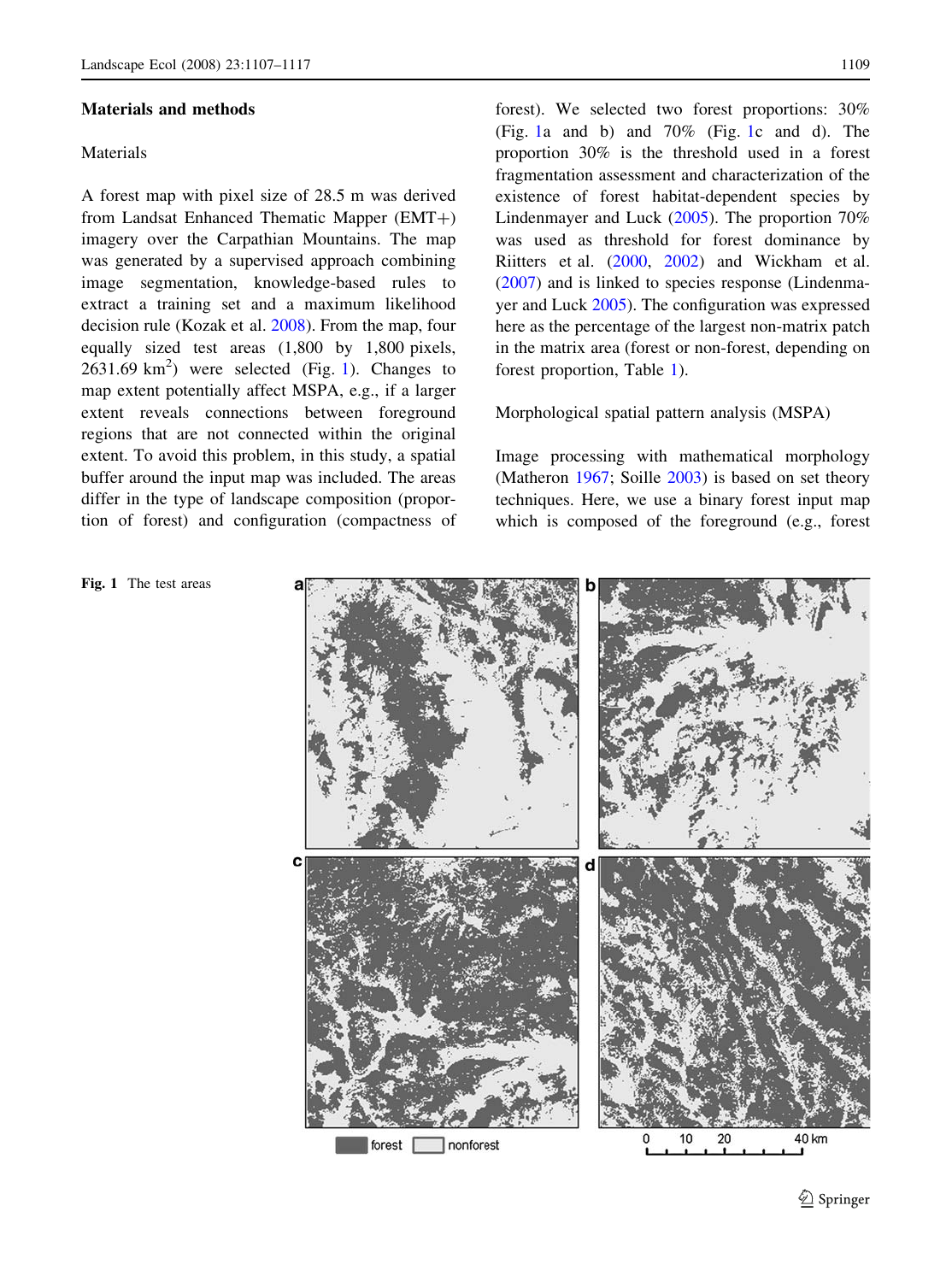## Materials and methods

### Materials

A forest map with pixel size of 28.5 m was derived from Landsat Enhanced Thematic Mapper (EMT+) imagery over the Carpathian Mountains. The map was generated by a supervised approach combining image segmentation, knowledge-based rules to extract a training set and a maximum likelihood decision rule (Kozak et al. 2008). From the map, four equally sized test areas (1,800 by 1,800 pixels, 2631.69 km$^2$) were selected (Fig. 1). Changes to map extent potentially affect MSPA, e.g., if a larger extent reveals connections between foreground regions that are not connected within the original extent. To avoid this problem, in this study, a spatial buffer around the input map was included. The areas differ in the type of landscape composition (proportion of forest) and configuration (compactness of forest). We selected two forest proportions: 30% (Fig. 1a and b) and 70% (Fig. 1c and d). The proportion 30% is the threshold used in a forest fragmentation assessment and characterization of the existence of forest habitat-dependent species by Lindenmayer and Luck (2005). The proportion 70% was used as threshold for forest dominance by Riitters et al. (2000, 2002) and Wickham et al. (2007) and is linked to species response (Lindenmayer and Luck 2005). The configuration was expressed here as the percentage of the largest non-matrix patch in the matrix area (forest or non-forest, depending on forest proportion, Table 1).

### Morphological spatial pattern analysis (MSPA)

Image processing with mathematical morphology (Matheron 1967; Soille 2003) is based on set theory techniques. Here, we use a binary forest input map which is composed of the foreground (e.g., forest

**Fig. 1** The test areas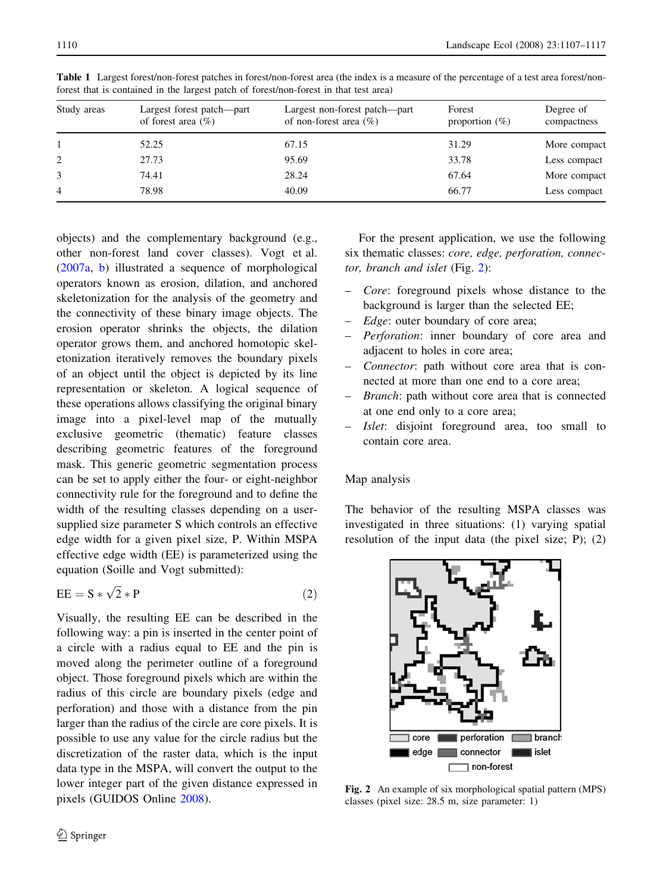**Table 1** Largest forest/non-forest patches in forest/non-forest area (the index is a measure of the percentage of a test area forest/non-forest that is contained in the largest patch of forest/non-forest in that test area)

| Study areas | Largest forest patch—part of forest area (%) | Largest non-forest patch—part of non-forest area (%) | Forest proportion (%) | Degree of compactness |
|---|---|---|---|---|
| 1 | 52.25 | 67.15 | 31.29 | More compact |
| 2 | 27.73 | 95.69 | 33.78 | Less compact |
| 3 | 74.41 | 28.24 | 67.64 | More compact |
| 4 | 78.98 | 40.09 | 66.77 | Less compact |

objects) and the complementary background (e.g., other non-forest land cover classes). Vogt et al. (2007a, b) illustrated a sequence of morphological operators known as erosion, dilation, and anchored skeletonization for the analysis of the geometry and the connectivity of these binary image objects. The erosion operator shrinks the objects, the dilation operator grows them, and anchored homotopic skeletonization iteratively removes the boundary pixels of an object until the object is depicted by its line representation or skeleton. A logical sequence of these operations allows classifying the original binary image into a pixel-level map of the mutually exclusive geometric (thematic) feature classes describing geometric features of the foreground mask. This generic geometric segmentation process can be set to apply either the four- or eight-neighbor connectivity rule for the foreground and to define the width of the resulting classes depending on a user-supplied size parameter S which controls an effective edge width for a given pixel size, P. Within MSPA effective edge width (EE) is parameterized using the equation (Soille and Vogt submitted):

$$\mathrm{EE} = \mathrm{S} * \sqrt{2} * \mathrm{P} \tag{2}$$

Visually, the resulting EE can be described in the following way: a pin is inserted in the center point of a circle with a radius equal to EE and the pin is moved along the perimeter outline of a foreground object. Those foreground pixels which are within the radius of this circle are boundary pixels (edge and perforation) and those with a distance from the pin larger than the radius of the circle are core pixels. It is possible to use any value for the circle radius but the discretization of the raster data, which is the input data type in the MSPA, will convert the output to the lower integer part of the given distance expressed in pixels (GUIDOS Online 2008).

For the present application, we use the following six thematic classes: *core, edge, perforation, connector, branch and islet* (Fig. 2):

- *Core*: foreground pixels whose distance to the background is larger than the selected EE;
- *Edge*: outer boundary of core area;
- *Perforation*: inner boundary of core area and adjacent to holes in core area;
- *Connector*: path without core area that is connected at more than one end to a core area;
- *Branch*: path without core area that is connected at one end only to a core area;
- *Islet*: disjoint foreground area, too small to contain core area.

## Map analysis

The behavior of the resulting MSPA classes was investigated in three situations: (1) varying spatial resolution of the input data (the pixel size; P); (2)

core
perforation
branch
edge
connector
islet
non-forest

**Fig. 2** An example of six morphological spatial pattern (MPS) classes (pixel size: 28.5 m, size parameter: 1)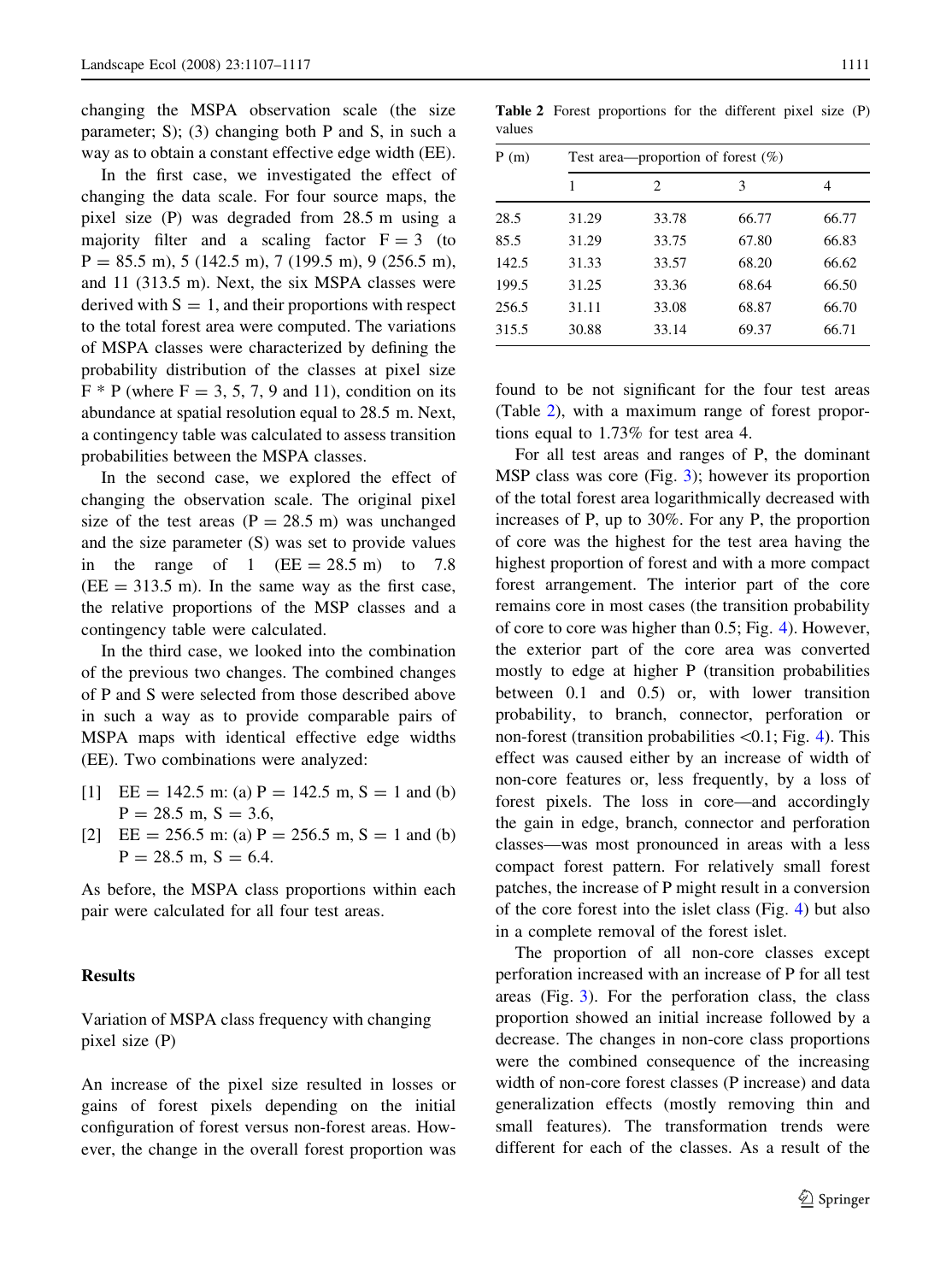changing the MSPA observation scale (the size parameter; S); (3) changing both P and S, in such a way as to obtain a constant effective edge width (EE).

In the first case, we investigated the effect of changing the data scale. For four source maps, the pixel size (P) was degraded from 28.5 m using a majority filter and a scaling factor F = 3 (to P = 85.5 m), 5 (142.5 m), 7 (199.5 m), 9 (256.5 m), and 11 (313.5 m). Next, the six MSPA classes were derived with S = 1, and their proportions with respect to the total forest area were computed. The variations of MSPA classes were characterized by defining the probability distribution of the classes at pixel size F * P (where F = 3, 5, 7, 9 and 11), condition on its abundance at spatial resolution equal to 28.5 m. Next, a contingency table was calculated to assess transition probabilities between the MSPA classes.

In the second case, we explored the effect of changing the observation scale. The original pixel size of the test areas (P = 28.5 m) was unchanged and the size parameter (S) was set to provide values in the range of 1 (EE = 28.5 m) to 7.8 (EE = 313.5 m). In the same way as the first case, the relative proportions of the MSP classes and a contingency table were calculated.

In the third case, we looked into the combination of the previous two changes. The combined changes of P and S were selected from those described above in such a way as to provide comparable pairs of MSPA maps with identical effective edge widths (EE). Two combinations were analyzed:

[1] EE = 142.5 m: (a) P = 142.5 m, S = 1 and (b) P = 28.5 m, S = 3.6,

[2] EE = 256.5 m: (a) P = 256.5 m, S = 1 and (b) P = 28.5 m, S = 6.4.

As before, the MSPA class proportions within each pair were calculated for all four test areas.

## Results

### Variation of MSPA class frequency with changing pixel size (P)

An increase of the pixel size resulted in losses or gains of forest pixels depending on the initial configuration of forest versus non-forest areas. However, the change in the overall forest proportion was found to be not significant for the four test areas (Table 2), with a maximum range of forest proportions equal to 1.73% for test area 4.

**Table 2** Forest proportions for the different pixel size (P) values

| P (m) | Test area—proportion of forest (%) | | | |
|---|---|---|---|---|
| | 1 | 2 | 3 | 4 |
| 28.5 | 31.29 | 33.78 | 66.77 | 66.77 |
| 85.5 | 31.29 | 33.75 | 67.80 | 66.83 |
| 142.5 | 31.33 | 33.57 | 68.20 | 66.62 |
| 199.5 | 31.25 | 33.36 | 68.64 | 66.50 |
| 256.5 | 31.11 | 33.08 | 68.87 | 66.70 |
| 315.5 | 30.88 | 33.14 | 69.37 | 66.71 |

For all test areas and ranges of P, the dominant MSP class was core (Fig. 3); however its proportion of the total forest area logarithmically decreased with increases of P, up to 30%. For any P, the proportion of core was the highest for the test area having the highest proportion of forest and with a more compact forest arrangement. The interior part of the core remains core in most cases (the transition probability of core to core was higher than 0.5; Fig. 4). However, the exterior part of the core area was converted mostly to edge at higher P (transition probabilities between 0.1 and 0.5) or, with lower transition probability, to branch, connector, perforation or non-forest (transition probabilities <0.1; Fig. 4). This effect was caused either by an increase of width of non-core features or, less frequently, by a loss of forest pixels. The loss in core—and accordingly the gain in edge, branch, connector and perforation classes—was most pronounced in areas with a less compact forest pattern. For relatively small forest patches, the increase of P might result in a conversion of the core forest into the islet class (Fig. 4) but also in a complete removal of the forest islet.

The proportion of all non-core classes except perforation increased with an increase of P for all test areas (Fig. 3). For the perforation class, the class proportion showed an initial increase followed by a decrease. The changes in non-core class proportions were the combined consequence of the increasing width of non-core forest classes (P increase) and data generalization effects (mostly removing thin and small features). The transformation trends were different for each of the classes. As a result of the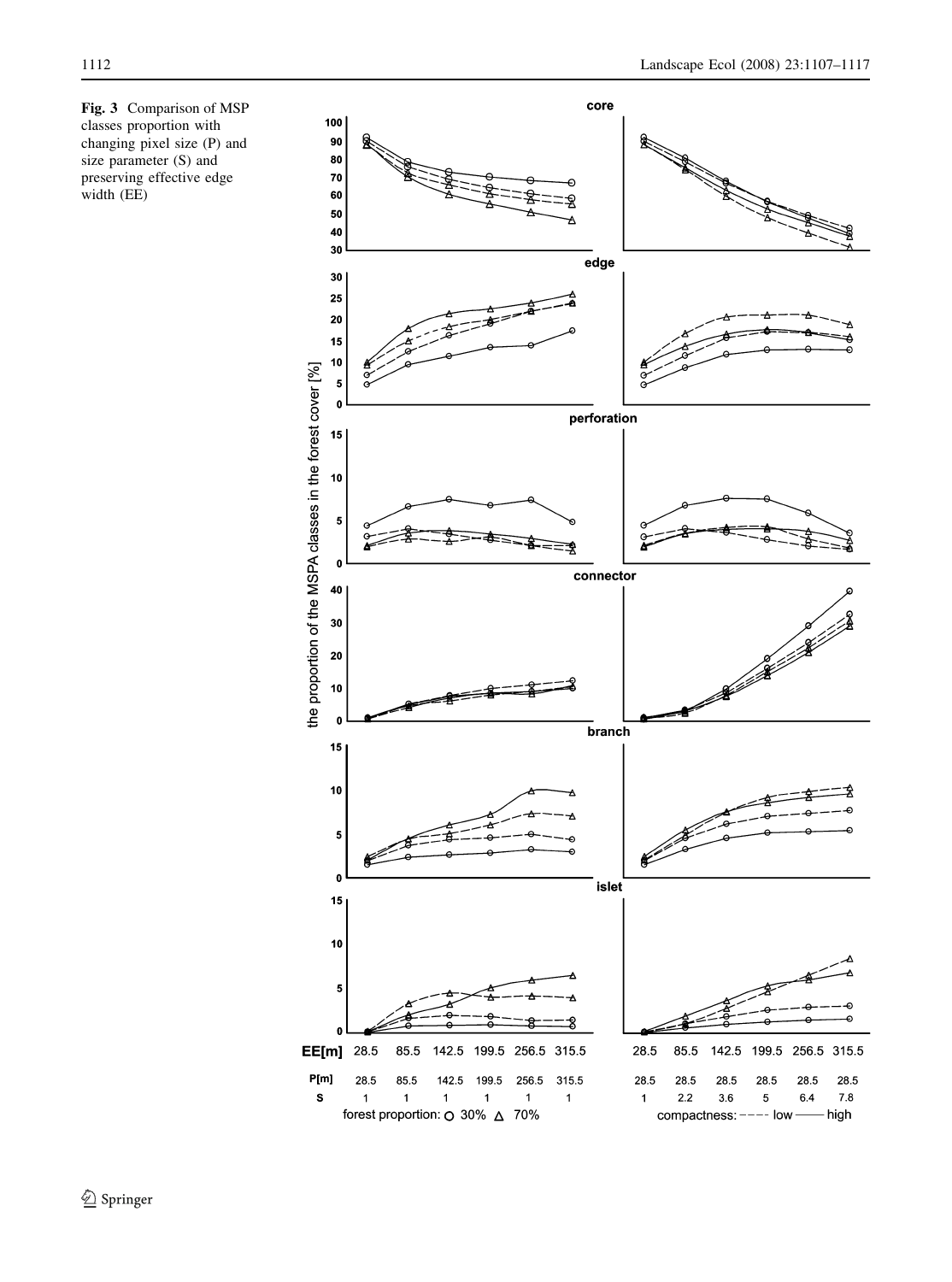**Fig. 3** Comparison of MSP classes proportion with changing pixel size (P) and size parameter (S) and preserving effective edge width (EE)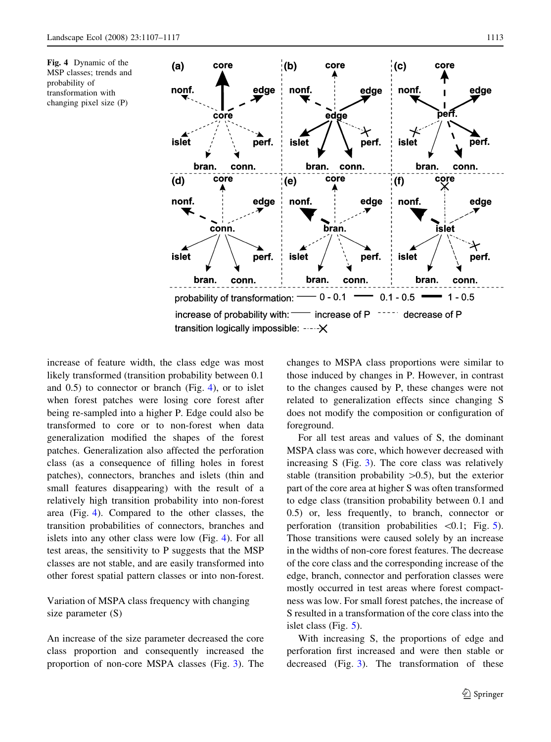Fig. 4 Dynamic of the MSP classes; trends and probability of transformation with changing pixel size (P)

increase of feature width, the class edge was most likely transformed (transition probability between 0.1 and 0.5) to connector or branch (Fig. 4), or to islet when forest patches were losing core forest after being re-sampled into a higher P. Edge could also be transformed to core or to non-forest when data generalization modified the shapes of the forest patches. Generalization also affected the perforation class (as a consequence of filling holes in forest patches), connectors, branches and islets (thin and small features disappearing) with the result of a relatively high transition probability into non-forest area (Fig. 4). Compared to the other classes, the transition probabilities of connectors, branches and islets into any other class were low (Fig. 4). For all test areas, the sensitivity to P suggests that the MSP classes are not stable, and are easily transformed into other forest spatial pattern classes or into non-forest.

## Variation of MSPA class frequency with changing size parameter (S)

An increase of the size parameter decreased the core class proportion and consequently increased the proportion of non-core MSPA classes (Fig. 3). The changes to MSPA class proportions were similar to those induced by changes in P. However, in contrast to the changes caused by P, these changes were not related to generalization effects since changing S does not modify the composition or configuration of foreground.

For all test areas and values of S, the dominant MSPA class was core, which however decreased with increasing S (Fig. 3). The core class was relatively stable (transition probability >0.5), but the exterior part of the core area at higher S was often transformed to edge class (transition probability between 0.1 and 0.5) or, less frequently, to branch, connector or perforation (transition probabilities <0.1; Fig. 5). Those transitions were caused solely by an increase in the widths of non-core forest features. The decrease of the core class and the corresponding increase of the edge, branch, connector and perforation classes were mostly occurred in test areas where forest compactness was low. For small forest patches, the increase of S resulted in a transformation of the core class into the islet class (Fig. 5).

With increasing S, the proportions of edge and perforation first increased and were then stable or decreased (Fig. 3). The transformation of these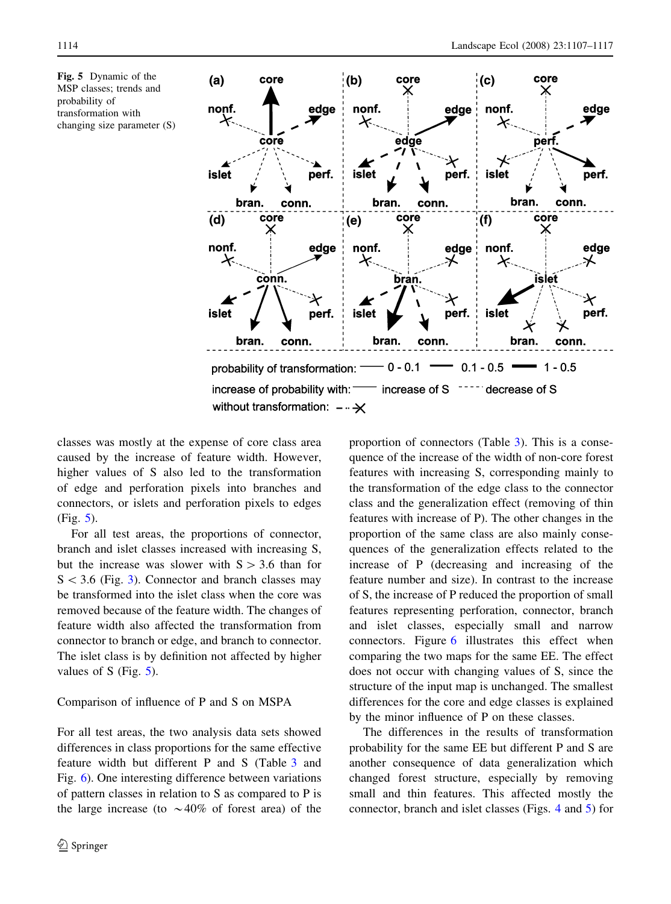Fig. 5 Dynamic of the MSP classes; trends and probability of transformation with changing size parameter (S)

classes was mostly at the expense of core class area caused by the increase of feature width. However, higher values of S also led to the transformation of edge and perforation pixels into branches and connectors, or islets and perforation pixels to edges (Fig. 5).

For all test areas, the proportions of connector, branch and islet classes increased with increasing S, but the increase was slower with S > 3.6 than for S < 3.6 (Fig. 3). Connector and branch classes may be transformed into the islet class when the core was removed because of the feature width. The changes of feature width also affected the transformation from connector to branch or edge, and branch to connector. The islet class is by definition not affected by higher values of S (Fig. 5).

## Comparison of influence of P and S on MSPA

For all test areas, the two analysis data sets showed differences in class proportions for the same effective feature width but different P and S (Table 3 and Fig. 6). One interesting difference between variations of pattern classes in relation to S as compared to P is the large increase (to ~40% of forest area) of the proportion of connectors (Table 3). This is a consequence of the increase of the width of non-core forest features with increasing S, corresponding mainly to the transformation of the edge class to the connector class and the generalization effect (removing of thin features with increase of P). The other changes in the proportion of the same class are also mainly consequences of the generalization effects related to the increase of P (decreasing and increasing of the feature number and size). In contrast to the increase of S, the increase of P reduced the proportion of small features representing perforation, connector, branch and islet classes, especially small and narrow connectors. Figure 6 illustrates this effect when comparing the two maps for the same EE. The effect does not occur with changing values of S, since the structure of the input map is unchanged. The smallest differences for the core and edge classes is explained by the minor influence of P on these classes.

The differences in the results of transformation probability for the same EE but different P and S are another consequence of data generalization which changed forest structure, especially by removing small and thin features. This affected mostly the connector, branch and islet classes (Figs. 4 and 5) for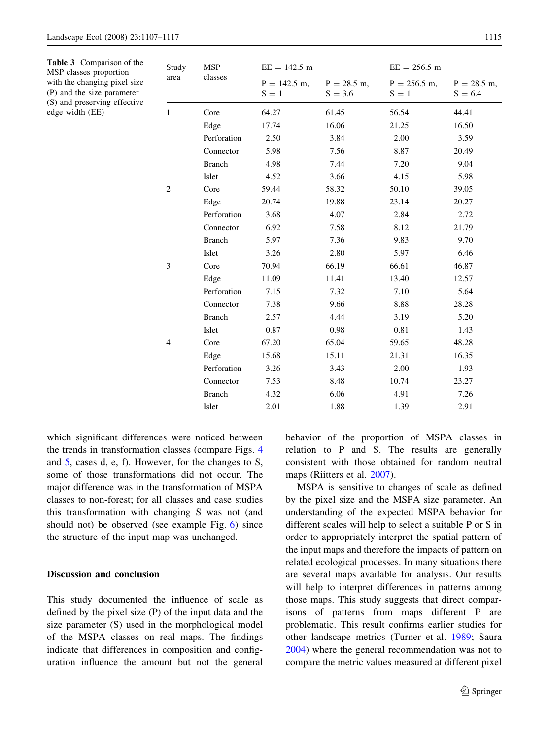**Table 3** Comparison of the MSP classes proportion with the changing pixel size (P) and the size parameter (S) and preserving effective edge width (EE)

| Study area | MSP classes | EE = 142.5 m | | EE = 256.5 m | |
|---|---|---|---|---|---|
| | | P = 142.5 m, S = 1 | P = 28.5 m, S = 3.6 | P = 256.5 m, S = 1 | P = 28.5 m, S = 6.4 |
| 1 | Core | 64.27 | 61.45 | 56.54 | 44.41 |
| | Edge | 17.74 | 16.06 | 21.25 | 16.50 |
| | Perforation | 2.50 | 3.84 | 2.00 | 3.59 |
| | Connector | 5.98 | 7.56 | 8.87 | 20.49 |
| | Branch | 4.98 | 7.44 | 7.20 | 9.04 |
| | Islet | 4.52 | 3.66 | 4.15 | 5.98 |
| 2 | Core | 59.44 | 58.32 | 50.10 | 39.05 |
| | Edge | 20.74 | 19.88 | 23.14 | 20.27 |
| | Perforation | 3.68 | 4.07 | 2.84 | 2.72 |
| | Connector | 6.92 | 7.58 | 8.12 | 21.79 |
| | Branch | 5.97 | 7.36 | 9.83 | 9.70 |
| | Islet | 3.26 | 2.80 | 5.97 | 6.46 |
| 3 | Core | 70.94 | 66.19 | 66.61 | 46.87 |
| | Edge | 11.09 | 11.41 | 13.40 | 12.57 |
| | Perforation | 7.15 | 7.32 | 7.10 | 5.64 |
| | Connector | 7.38 | 9.66 | 8.88 | 28.28 |
| | Branch | 2.57 | 4.44 | 3.19 | 5.20 |
| | Islet | 0.87 | 0.98 | 0.81 | 1.43 |
| 4 | Core | 67.20 | 65.04 | 59.65 | 48.28 |
| | Edge | 15.68 | 15.11 | 21.31 | 16.35 |
| | Perforation | 3.26 | 3.43 | 2.00 | 1.93 |
| | Connector | 7.53 | 8.48 | 10.74 | 23.27 |
| | Branch | 4.32 | 6.06 | 4.91 | 7.26 |
| | Islet | 2.01 | 1.88 | 1.39 | 2.91 |

which significant differences were noticed between the trends in transformation classes (compare Figs. 4 and 5, cases d, e, f). However, for the changes to S, some of those transformations did not occur. The major difference was in the transformation of MSPA classes to non-forest; for all classes and case studies this transformation with changing S was not (and should not) be observed (see example Fig. 6) since the structure of the input map was unchanged.

## Discussion and conclusion

This study documented the influence of scale as defined by the pixel size (P) of the input data and the size parameter (S) used in the morphological model of the MSPA classes on real maps. The findings indicate that differences in composition and configuration influence the amount but not the general behavior of the proportion of MSPA classes in relation to P and S. The results are generally consistent with those obtained for random neutral maps (Riitters et al. 2007).

MSPA is sensitive to changes of scale as defined by the pixel size and the MSPA size parameter. An understanding of the expected MSPA behavior for different scales will help to select a suitable P or S in order to appropriately interpret the spatial pattern of the input maps and therefore the impacts of pattern on related ecological processes. In many situations there are several maps available for analysis. Our results will help to interpret differences in patterns among those maps. This study suggests that direct comparisons of patterns from maps different P are problematic. This result confirms earlier studies for other landscape metrics (Turner et al. 1989; Saura 2004) where the general recommendation was not to compare the metric values measured at different pixel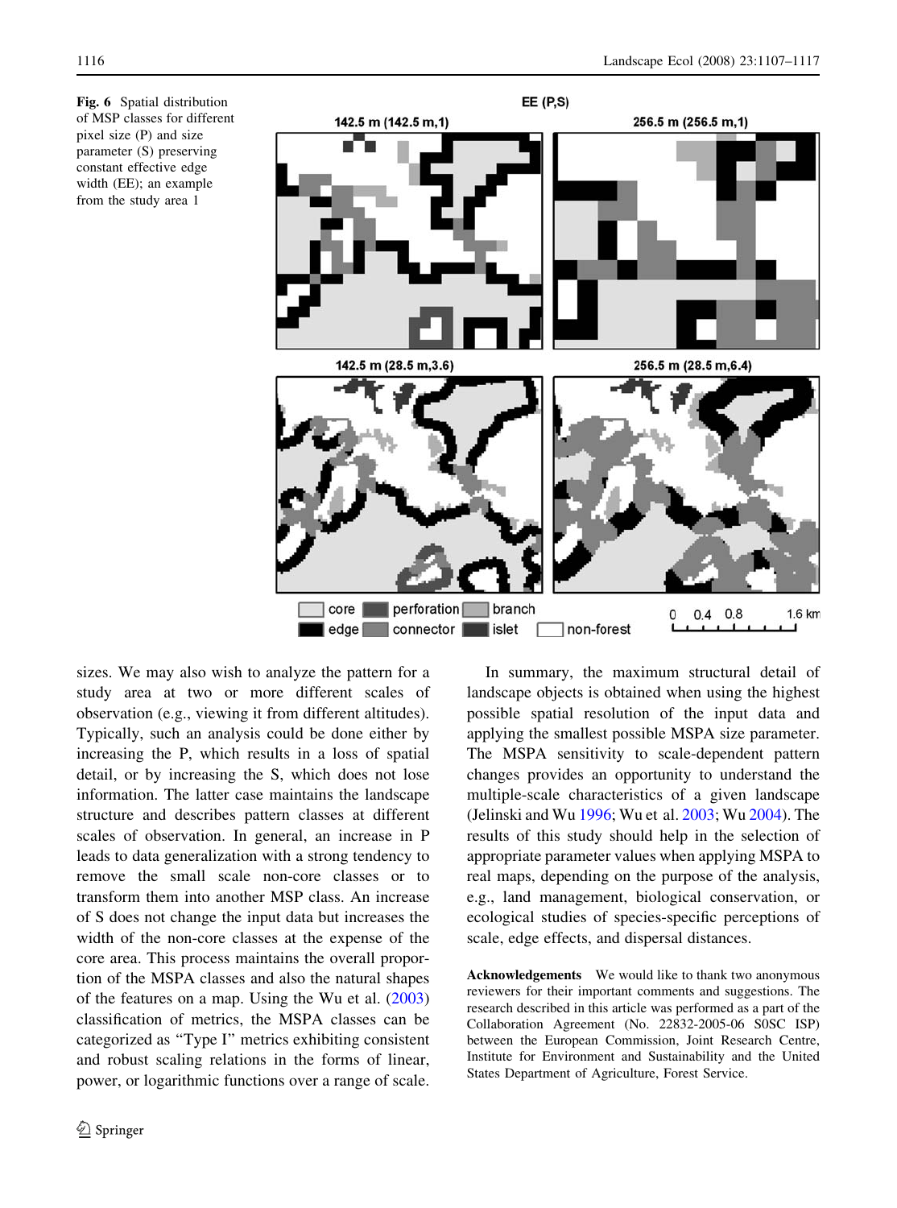**Fig. 6** Spatial distribution of MSP classes for different pixel size (P) and size parameter (S) preserving constant effective edge width (EE); an example from the study area 1

EE (P,S)

142.5 m (142.5 m,1)

256.5 m (256.5 m,1)

142.5 m (28.5 m,3.6)

256.5 m (28.5 m,6.4)

core, perforation, branch, edge, connector, islet, non-forest

0 0.4 0.8 1.6 km

sizes. We may also wish to analyze the pattern for a study area at two or more different scales of observation (e.g., viewing it from different altitudes). Typically, such an analysis could be done either by increasing the P, which results in a loss of spatial detail, or by increasing the S, which does not lose information. The latter case maintains the landscape structure and describes pattern classes at different scales of observation. In general, an increase in P leads to data generalization with a strong tendency to remove the small scale non-core classes or to transform them into another MSP class. An increase of S does not change the input data but increases the width of the non-core classes at the expense of the core area. This process maintains the overall proportion of the MSPA classes and also the natural shapes of the features on a map. Using the Wu et al. (2003) classification of metrics, the MSPA classes can be categorized as "Type I" metrics exhibiting consistent and robust scaling relations in the forms of linear, power, or logarithmic functions over a range of scale.

In summary, the maximum structural detail of landscape objects is obtained when using the highest possible spatial resolution of the input data and applying the smallest possible MSPA size parameter. The MSPA sensitivity to scale-dependent pattern changes provides an opportunity to understand the multiple-scale characteristics of a given landscape (Jelinski and Wu 1996; Wu et al. 2003; Wu 2004). The results of this study should help in the selection of appropriate parameter values when applying MSPA to real maps, depending on the purpose of the analysis, e.g., land management, biological conservation, or ecological studies of species-specific perceptions of scale, edge effects, and dispersal distances.

**Acknowledgements** We would like to thank two anonymous reviewers for their important comments and suggestions. The research described in this article was performed as a part of the Collaboration Agreement (No. 22832-2005-06 S0SC ISP) between the European Commission, Joint Research Centre, Institute for Environment and Sustainability and the United States Department of Agriculture, Forest Service.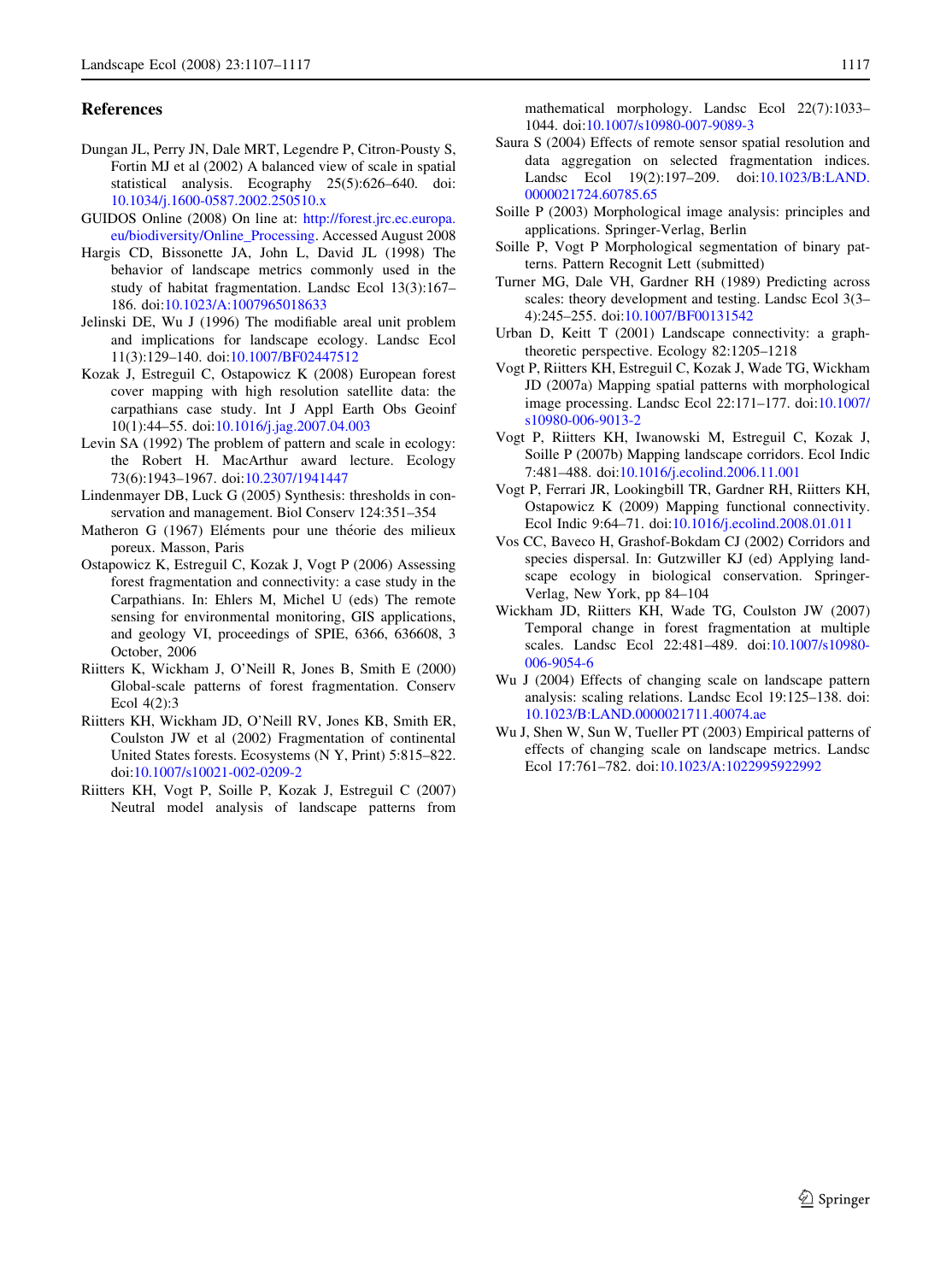## References

Dungan JL, Perry JN, Dale MRT, Legendre P, Citron-Pousty S, Fortin MJ et al (2002) A balanced view of scale in spatial statistical analysis. Ecography 25(5):626–640. doi: 10.1034/j.1600-0587.2002.250510.x

GUIDOS Online (2008) On line at: http://forest.jrc.ec.europa.eu/biodiversity/Online_Processing. Accessed August 2008

Hargis CD, Bissonette JA, John L, David JL (1998) The behavior of landscape metrics commonly used in the study of habitat fragmentation. Landsc Ecol 13(3):167–186. doi:10.1023/A:1007965018633

Jelinski DE, Wu J (1996) The modifiable areal unit problem and implications for landscape ecology. Landsc Ecol 11(3):129–140. doi:10.1007/BF02447512

Kozak J, Estreguil C, Ostapowicz K (2008) European forest cover mapping with high resolution satellite data: the carpathians case study. Int J Appl Earth Obs Geoinf 10(1):44–55. doi:10.1016/j.jag.2007.04.003

Levin SA (1992) The problem of pattern and scale in ecology: the Robert H. MacArthur award lecture. Ecology 73(6):1943–1967. doi:10.2307/1941447

Lindenmayer DB, Luck G (2005) Synthesis: thresholds in conservation and management. Biol Conserv 124:351–354

Matheron G (1967) Eléments pour une théorie des milieux poreux. Masson, Paris

Ostapowicz K, Estreguil C, Kozak J, Vogt P (2006) Assessing forest fragmentation and connectivity: a case study in the Carpathians. In: Ehlers M, Michel U (eds) The remote sensing for environmental monitoring, GIS applications, and geology VI, proceedings of SPIE, 6366, 636608, 3 October, 2006

Riitters K, Wickham J, O'Neill R, Jones B, Smith E (2000) Global-scale patterns of forest fragmentation. Conserv Ecol 4(2):3

Riitters KH, Wickham JD, O'Neill RV, Jones KB, Smith ER, Coulston JW et al (2002) Fragmentation of continental United States forests. Ecosystems (N Y, Print) 5:815–822. doi:10.1007/s10021-002-0209-2

Riitters KH, Vogt P, Soille P, Kozak J, Estreguil C (2007) Neutral model analysis of landscape patterns from mathematical morphology. Landsc Ecol 22(7):1033–1044. doi:10.1007/s10980-007-9089-3

Saura S (2004) Effects of remote sensor spatial resolution and data aggregation on selected fragmentation indices. Landsc Ecol 19(2):197–209. doi:10.1023/B:LAND.0000021724.60785.65

Soille P (2003) Morphological image analysis: principles and applications. Springer-Verlag, Berlin

Soille P, Vogt P Morphological segmentation of binary patterns. Pattern Recognit Lett (submitted)

Turner MG, Dale VH, Gardner RH (1989) Predicting across scales: theory development and testing. Landsc Ecol 3(3–4):245–255. doi:10.1007/BF00131542

Urban D, Keitt T (2001) Landscape connectivity: a graph-theoretic perspective. Ecology 82:1205–1218

Vogt P, Riitters KH, Estreguil C, Kozak J, Wade TG, Wickham JD (2007a) Mapping spatial patterns with morphological image processing. Landsc Ecol 22:171–177. doi:10.1007/s10980-006-9013-2

Vogt P, Riitters KH, Iwanowski M, Estreguil C, Kozak J, Soille P (2007b) Mapping landscape corridors. Ecol Indic 7:481–488. doi:10.1016/j.ecolind.2006.11.001

Vogt P, Ferrari JR, Lookingbill TR, Gardner RH, Riitters KH, Ostapowicz K (2009) Mapping functional connectivity. Ecol Indic 9:64–71. doi:10.1016/j.ecolind.2008.01.011

Vos CC, Baveco H, Grashof-Bokdam CJ (2002) Corridors and species dispersal. In: Gutzwiller KJ (ed) Applying landscape ecology in biological conservation. Springer-Verlag, New York, pp 84–104

Wickham JD, Riitters KH, Wade TG, Coulston JW (2007) Temporal change in forest fragmentation at multiple scales. Landsc Ecol 22:481–489. doi:10.1007/s10980-006-9054-6

Wu J (2004) Effects of changing scale on landscape pattern analysis: scaling relations. Landsc Ecol 19:125–138. doi:10.1023/B:LAND.0000021711.40074.ae

Wu J, Shen W, Sun W, Tueller PT (2003) Empirical patterns of effects of changing scale on landscape metrics. Landsc Ecol 17:761–782. doi:10.1023/A:1022995922992